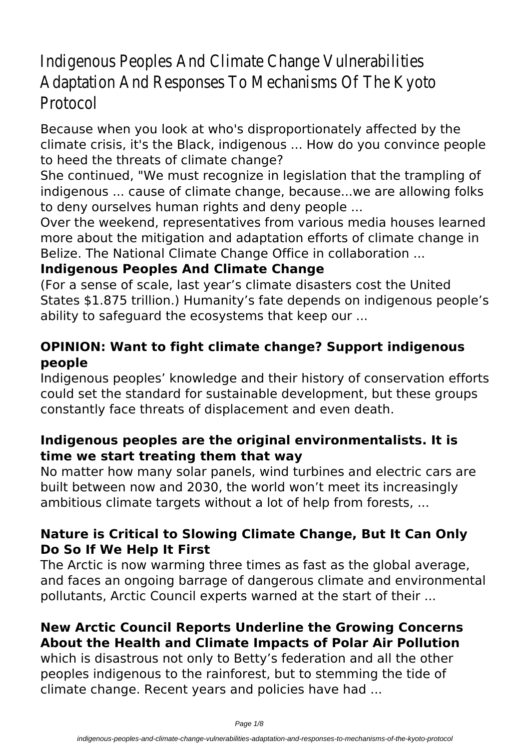# Indigenous Peoples And Climate Change Vulnerabilities Adaptation And Responses To Mechanisms Of The Kyoto Protocol

Because when you look at who's disproportionately affected by the climate crisis, it's the Black, indigenous ... How do you convince people to heed the threats of climate change?

She continued, "We must recognize in legislation that the trampling of indigenous ... cause of climate change, because...we are allowing folks to deny ourselves human rights and deny people ...

Over the weekend, representatives from various media houses learned more about the mitigation and adaptation efforts of climate change in Belize. The National Climate Change Office in collaboration ...

**Indigenous Peoples And Climate Change**

(For a sense of scale, last year's climate disasters cost the United States $1.875 trillion.) Humanity's fate depends on indigenous people's ability to safeguard the ecosystems that keep our ...

### OPINION: Want to fight climate change? Support indigenous people

Indigenous peoples' knowledge and their history of conservation efforts could set the standard for sustainable development, but these groups constantly face threats of displacement and even death.

### Indigenous peoples are the original environmentalists. It is time we start treating them that way

No matter how many solar panels, wind turbines and electric cars are built between now and 2030, the world won't meet its increasingly ambitious climate targets without a lot of help from forests, ...

### Nature is Critical to Slowing Climate Change, But It Can Only Do So If We Help It First

The Arctic is now warming three times as fast as the global average, and faces an ongoing barrage of dangerous climate and environmental pollutants, Arctic Council experts warned at the start of their ...

### New Arctic Council Reports Underline the Growing Concerns About the Health and Climate Impacts of Polar Air Pollution

which is disastrous not only to Betty's federation and all the other peoples indigenous to the rainforest, but to stemming the tide of climate change. Recent years and policies have had ...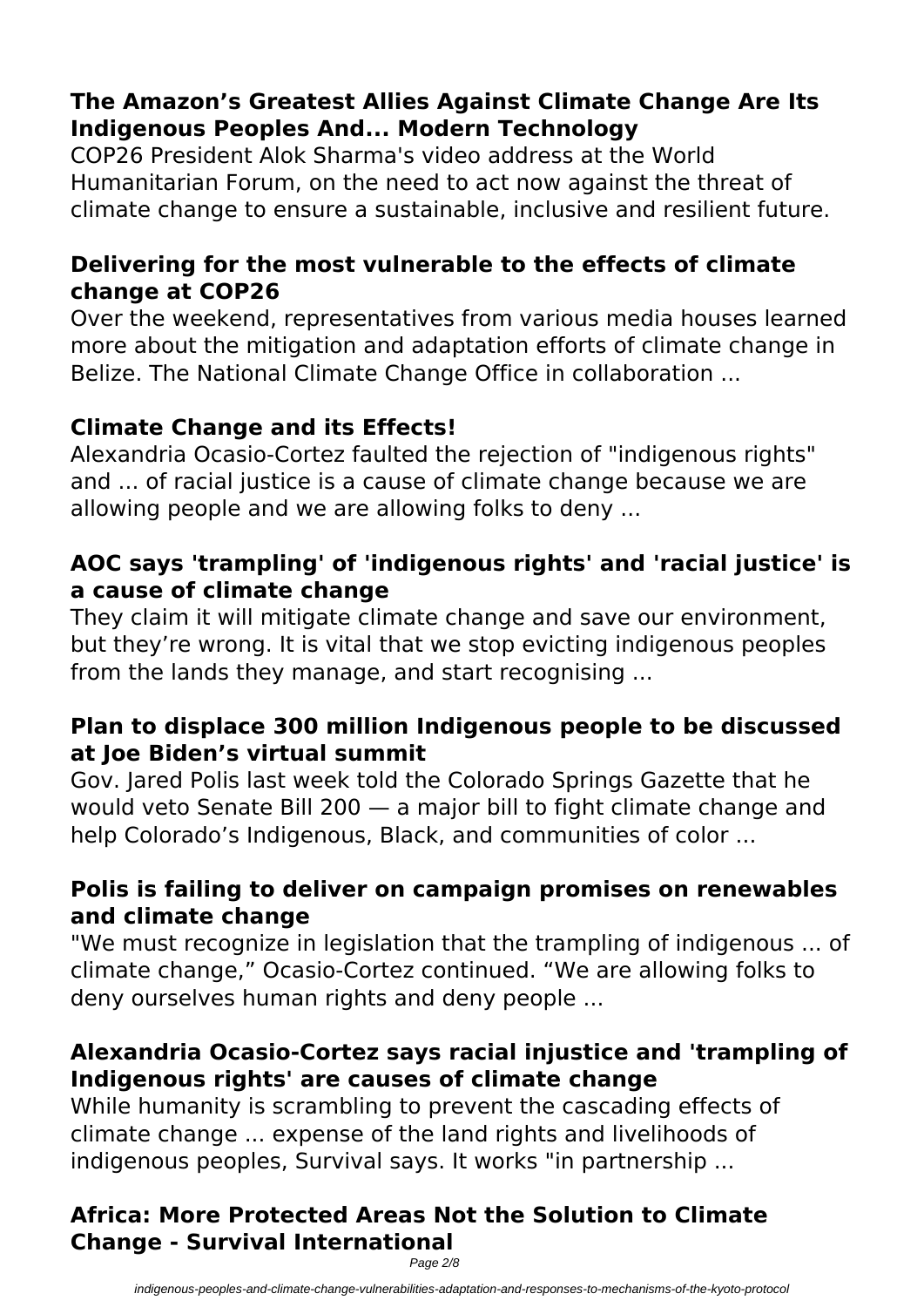### The Amazon's Greatest Allies Against Climate Change Are Its Indigenous Peoples And... Modern Technology

COP26 President Alok Sharma's video address at the World Humanitarian Forum, on the need to act now against the threat of climate change to ensure a sustainable, inclusive and resilient future.

### Delivering for the most vulnerable to the effects of climate change at COP26

Over the weekend, representatives from various media houses learned more about the mitigation and adaptation efforts of climate change in Belize. The National Climate Change Office in collaboration ...

### Climate Change and its Effects!

Alexandria Ocasio-Cortez faulted the rejection of "indigenous rights" and ... of racial justice is a cause of climate change because we are allowing people and we are allowing folks to deny ...

### AOC says 'trampling' of 'indigenous rights' and 'racial justice' is a cause of climate change

They claim it will mitigate climate change and save our environment, but they're wrong. It is vital that we stop evicting indigenous peoples from the lands they manage, and start recognising ...

### Plan to displace 300 million Indigenous people to be discussed at Joe Biden's virtual summit

Gov. Jared Polis last week told the Colorado Springs Gazette that he would veto Senate Bill 200 — a major bill to fight climate change and help Colorado's Indigenous, Black, and communities of color ...

### Polis is failing to deliver on campaign promises on renewables and climate change

"We must recognize in legislation that the trampling of indigenous ... of climate change," Ocasio-Cortez continued. "We are allowing folks to deny ourselves human rights and deny people ...

### Alexandria Ocasio-Cortez says racial injustice and 'trampling of Indigenous rights' are causes of climate change

While humanity is scrambling to prevent the cascading effects of climate change ... expense of the land rights and livelihoods of indigenous peoples, Survival says. It works "in partnership ...

### Africa: More Protected Areas Not the Solution to Climate Change - Survival International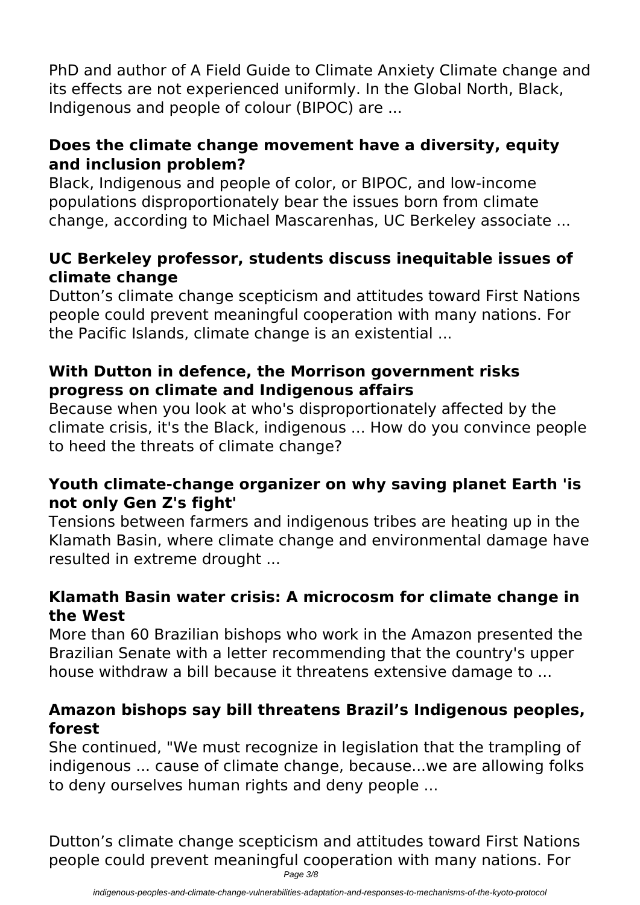PhD and author of A Field Guide to Climate Anxiety Climate change and its effects are not experienced uniformly. In the Global North, Black, Indigenous and people of colour (BIPOC) are ...

### Does the climate change movement have a diversity, equity and inclusion problem?

Black, Indigenous and people of color, or BIPOC, and low-income populations disproportionately bear the issues born from climate change, according to Michael Mascarenhas, UC Berkeley associate ...

### UC Berkeley professor, students discuss inequitable issues of climate change

Dutton's climate change scepticism and attitudes toward First Nations people could prevent meaningful cooperation with many nations. For the Pacific Islands, climate change is an existential ...

### With Dutton in defence, the Morrison government risks progress on climate and Indigenous affairs

Because when you look at who's disproportionately affected by the climate crisis, it's the Black, indigenous ... How do you convince people to heed the threats of climate change?

### Youth climate-change organizer on why saving planet Earth 'is not only Gen Z's fight'

Tensions between farmers and indigenous tribes are heating up in the Klamath Basin, where climate change and environmental damage have resulted in extreme drought ...

### Klamath Basin water crisis: A microcosm for climate change in the West

More than 60 Brazilian bishops who work in the Amazon presented the Brazilian Senate with a letter recommending that the country's upper house withdraw a bill because it threatens extensive damage to ...

### Amazon bishops say bill threatens Brazil's Indigenous peoples, forest

She continued, "We must recognize in legislation that the trampling of indigenous ... cause of climate change, because...we are allowing folks to deny ourselves human rights and deny people ...

Dutton's climate change scepticism and attitudes toward First Nations people could prevent meaningful cooperation with many nations. For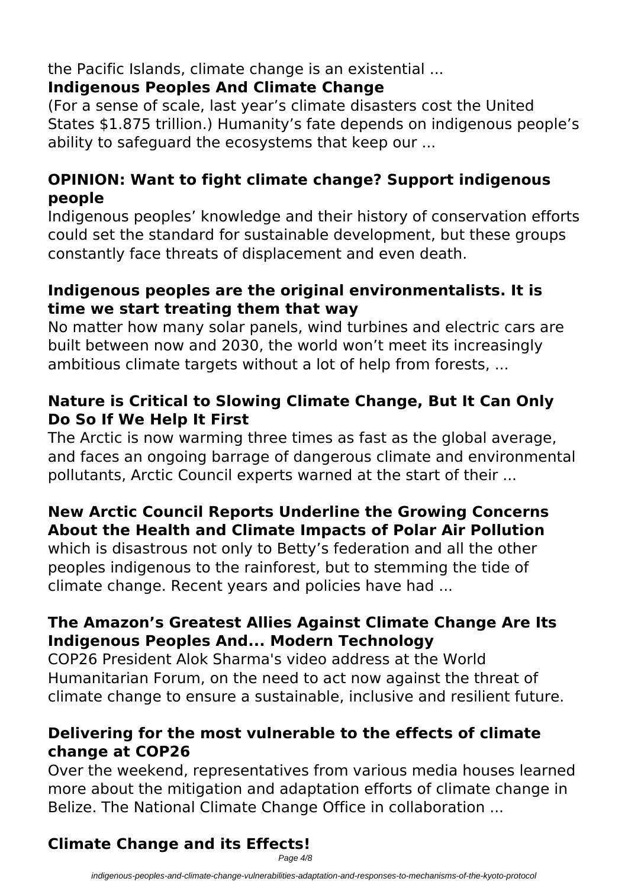the Pacific Islands, climate change is an existential ...

### Indigenous Peoples And Climate Change

(For a sense of scale, last year's climate disasters cost the United States $1.875 trillion.) Humanity's fate depends on indigenous people's ability to safeguard the ecosystems that keep our ...

### OPINION: Want to fight climate change? Support indigenous people

Indigenous peoples' knowledge and their history of conservation efforts could set the standard for sustainable development, but these groups constantly face threats of displacement and even death.

### Indigenous peoples are the original environmentalists. It is time we start treating them that way

No matter how many solar panels, wind turbines and electric cars are built between now and 2030, the world won't meet its increasingly ambitious climate targets without a lot of help from forests, ...

### Nature is Critical to Slowing Climate Change, But It Can Only Do So If We Help It First

The Arctic is now warming three times as fast as the global average, and faces an ongoing barrage of dangerous climate and environmental pollutants, Arctic Council experts warned at the start of their ...

### New Arctic Council Reports Underline the Growing Concerns About the Health and Climate Impacts of Polar Air Pollution

which is disastrous not only to Betty's federation and all the other peoples indigenous to the rainforest, but to stemming the tide of climate change. Recent years and policies have had ...

### The Amazon's Greatest Allies Against Climate Change Are Its Indigenous Peoples And... Modern Technology

COP26 President Alok Sharma's video address at the World Humanitarian Forum, on the need to act now against the threat of climate change to ensure a sustainable, inclusive and resilient future.

### Delivering for the most vulnerable to the effects of climate change at COP26

Over the weekend, representatives from various media houses learned more about the mitigation and adaptation efforts of climate change in Belize. The National Climate Change Office in collaboration ...

### Climate Change and its Effects!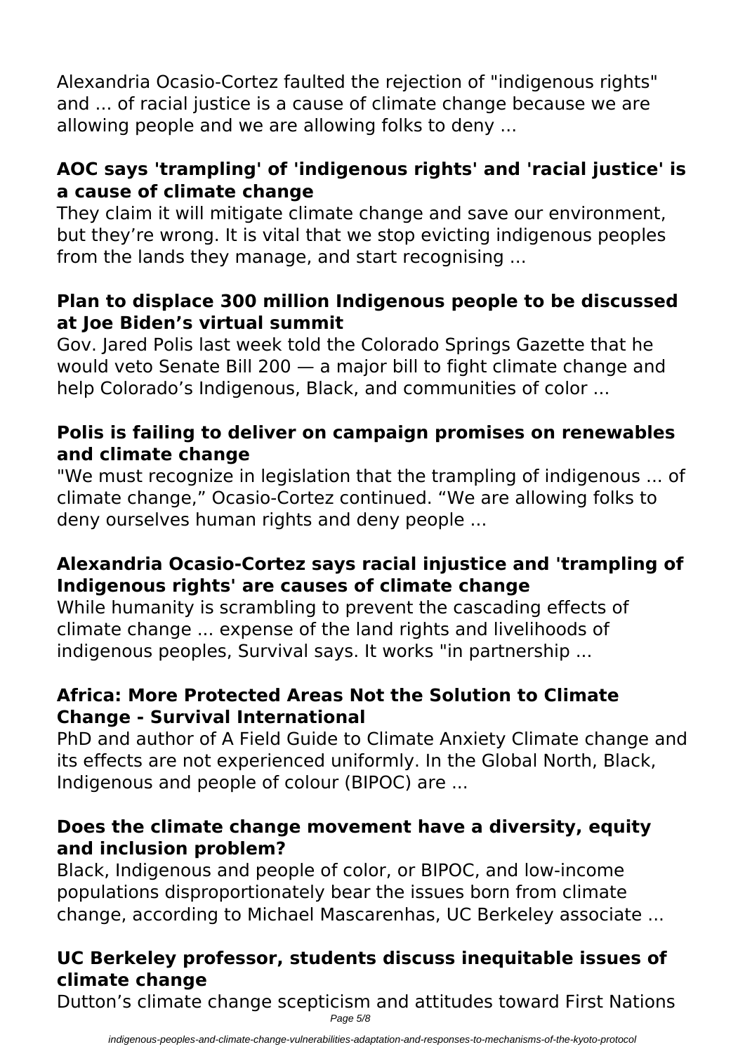Alexandria Ocasio-Cortez faulted the rejection of "indigenous rights" and ... of racial justice is a cause of climate change because we are allowing people and we are allowing folks to deny ...

### AOC says 'trampling' of 'indigenous rights' and 'racial justice' is a cause of climate change

They claim it will mitigate climate change and save our environment, but they're wrong. It is vital that we stop evicting indigenous peoples from the lands they manage, and start recognising ...

### Plan to displace 300 million Indigenous people to be discussed at Joe Biden's virtual summit

Gov. Jared Polis last week told the Colorado Springs Gazette that he would veto Senate Bill 200 — a major bill to fight climate change and help Colorado's Indigenous, Black, and communities of color ...

### Polis is failing to deliver on campaign promises on renewables and climate change

"We must recognize in legislation that the trampling of indigenous ... of climate change," Ocasio-Cortez continued. "We are allowing folks to deny ourselves human rights and deny people ...

### Alexandria Ocasio-Cortez says racial injustice and 'trampling of Indigenous rights' are causes of climate change

While humanity is scrambling to prevent the cascading effects of climate change ... expense of the land rights and livelihoods of indigenous peoples, Survival says. It works "in partnership ...

### Africa: More Protected Areas Not the Solution to Climate Change - Survival International

PhD and author of A Field Guide to Climate Anxiety Climate change and its effects are not experienced uniformly. In the Global North, Black, Indigenous and people of colour (BIPOC) are ...

### Does the climate change movement have a diversity, equity and inclusion problem?

Black, Indigenous and people of color, or BIPOC, and low-income populations disproportionately bear the issues born from climate change, according to Michael Mascarenhas, UC Berkeley associate ...

### UC Berkeley professor, students discuss inequitable issues of climate change

Dutton's climate change scepticism and attitudes toward First Nations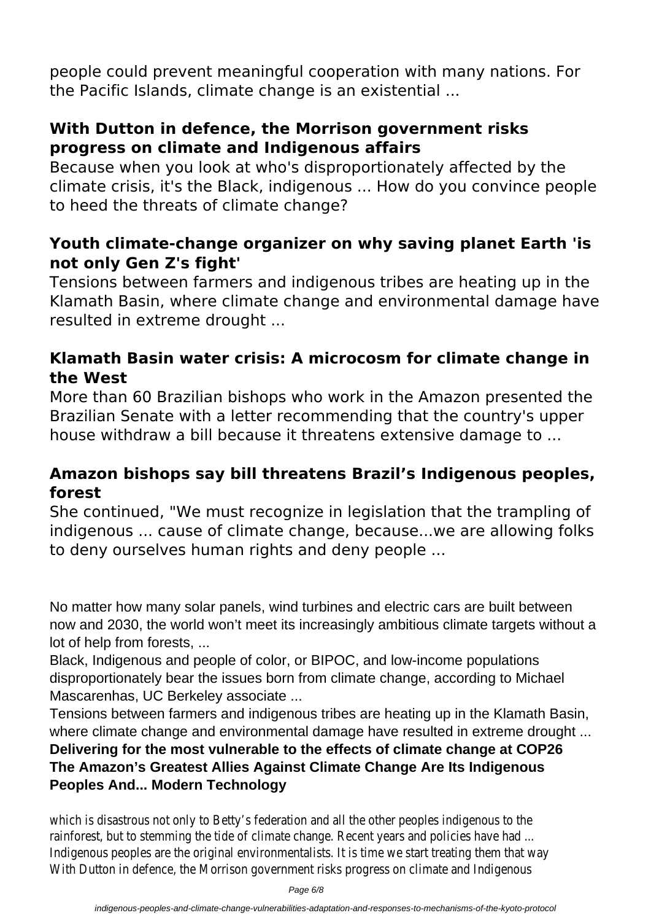people could prevent meaningful cooperation with many nations. For the Pacific Islands, climate change is an existential ...

### With Dutton in defence, the Morrison government risks progress on climate and Indigenous affairs

Because when you look at who's disproportionately affected by the climate crisis, it's the Black, indigenous ... How do you convince people to heed the threats of climate change?

### Youth climate-change organizer on why saving planet Earth 'is not only Gen Z's fight'

Tensions between farmers and indigenous tribes are heating up in the Klamath Basin, where climate change and environmental damage have resulted in extreme drought ...

### Klamath Basin water crisis: A microcosm for climate change in the West

More than 60 Brazilian bishops who work in the Amazon presented the Brazilian Senate with a letter recommending that the country's upper house withdraw a bill because it threatens extensive damage to ...

### Amazon bishops say bill threatens Brazil’s Indigenous peoples, forest

She continued, "We must recognize in legislation that the trampling of indigenous ... cause of climate change, because...we are allowing folks to deny ourselves human rights and deny people ...

No matter how many solar panels, wind turbines and electric cars are built between now and 2030, the world won’t meet its increasingly ambitious climate targets without a lot of help from forests, ...

Black, Indigenous and people of color, or BIPOC, and low-income populations disproportionately bear the issues born from climate change, according to Michael Mascarenhas, UC Berkeley associate ...

Tensions between farmers and indigenous tribes are heating up in the Klamath Basin, where climate change and environmental damage have resulted in extreme drought ...

**Delivering for the most vulnerable to the effects of climate change at COP26**
**The Amazon’s Greatest Allies Against Climate Change Are Its Indigenous Peoples And... Modern Technology**

which is disastrous not only to Betty’s federation and all the other peoples indigenous to the rainforest, but to stemming the tide of climate change. Recent years and policies have had ...
Indigenous peoples are the original environmentalists. It is time we start treating them that way
With Dutton in defence, the Morrison government risks progress on climate and Indigenous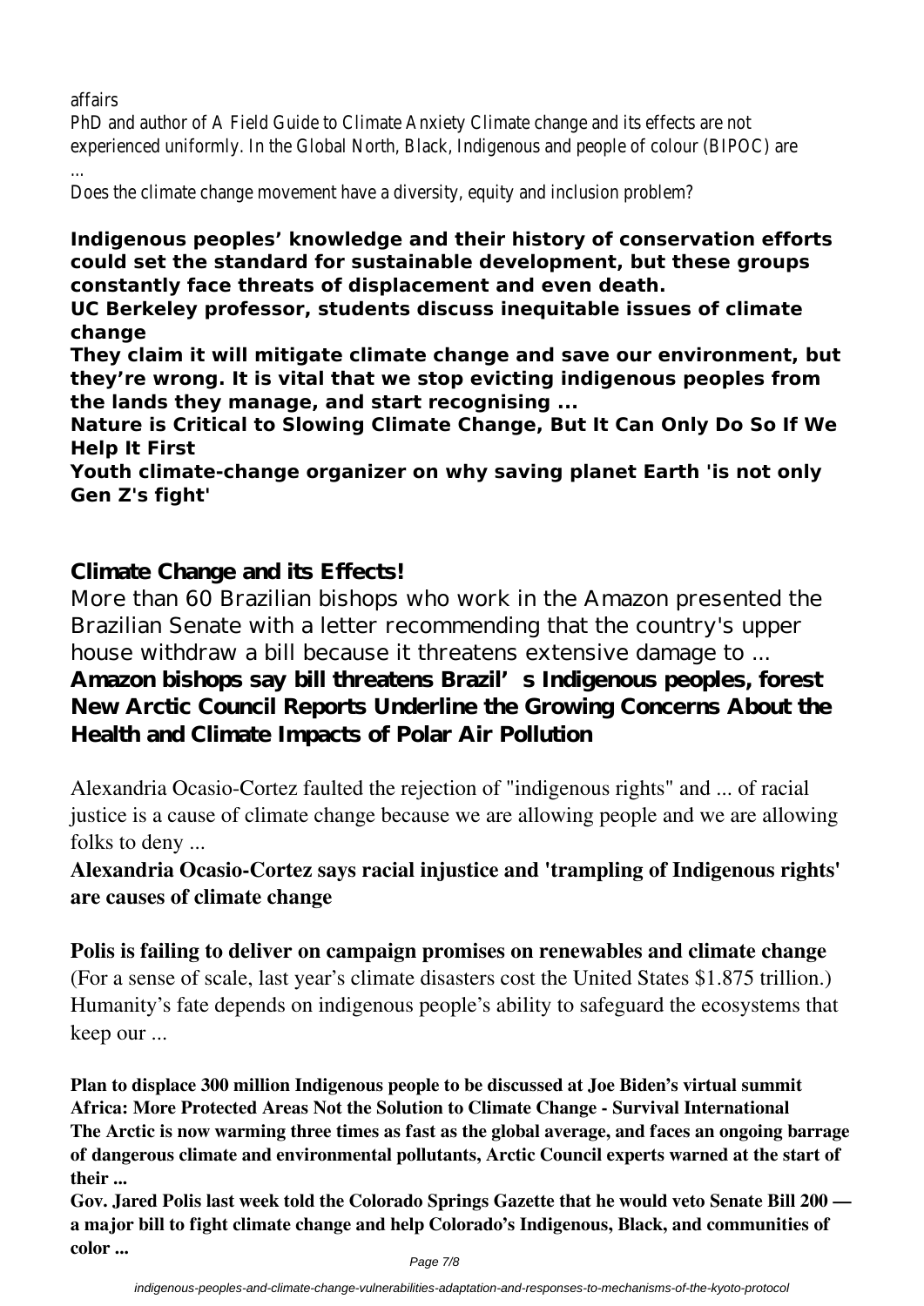affairs

PhD and author of A Field Guide to Climate Anxiety Climate change and its effects are not experienced uniformly. In the Global North, Black, Indigenous and people of colour (BIPOC) are ...

Does the climate change movement have a diversity, equity and inclusion problem?

**Indigenous peoples' knowledge and their history of conservation efforts could set the standard for sustainable development, but these groups constantly face threats of displacement and even death.**

**UC Berkeley professor, students discuss inequitable issues of climate change**

**They claim it will mitigate climate change and save our environment, but they're wrong. It is vital that we stop evicting indigenous peoples from the lands they manage, and start recognising ...**

**Nature is Critical to Slowing Climate Change, But It Can Only Do So If We Help It First**

**Youth climate-change organizer on why saving planet Earth 'is not only Gen Z's fight'**

**Climate Change and its Effects!**

More than 60 Brazilian bishops who work in the Amazon presented the Brazilian Senate with a letter recommending that the country's upper house withdraw a bill because it threatens extensive damage to ...

**Amazon bishops say bill threatens Brazil's Indigenous peoples, forest**

**New Arctic Council Reports Underline the Growing Concerns About the Health and Climate Impacts of Polar Air Pollution**

Alexandria Ocasio-Cortez faulted the rejection of "indigenous rights" and ... of racial justice is a cause of climate change because we are allowing people and we are allowing folks to deny ...

**Alexandria Ocasio-Cortez says racial injustice and 'trampling of Indigenous rights' are causes of climate change**

**Polis is failing to deliver on campaign promises on renewables and climate change**

(For a sense of scale, last year's climate disasters cost the United States $1.875 trillion.) Humanity's fate depends on indigenous people's ability to safeguard the ecosystems that keep our ...

**Plan to displace 300 million Indigenous people to be discussed at Joe Biden's virtual summit**

**Africa: More Protected Areas Not the Solution to Climate Change - Survival International**

**The Arctic is now warming three times as fast as the global average, and faces an ongoing barrage of dangerous climate and environmental pollutants, Arctic Council experts warned at the start of their ...**

**Gov. Jared Polis last week told the Colorado Springs Gazette that he would veto Senate Bill 200 — a major bill to fight climate change and help Colorado's Indigenous, Black, and communities of color ...**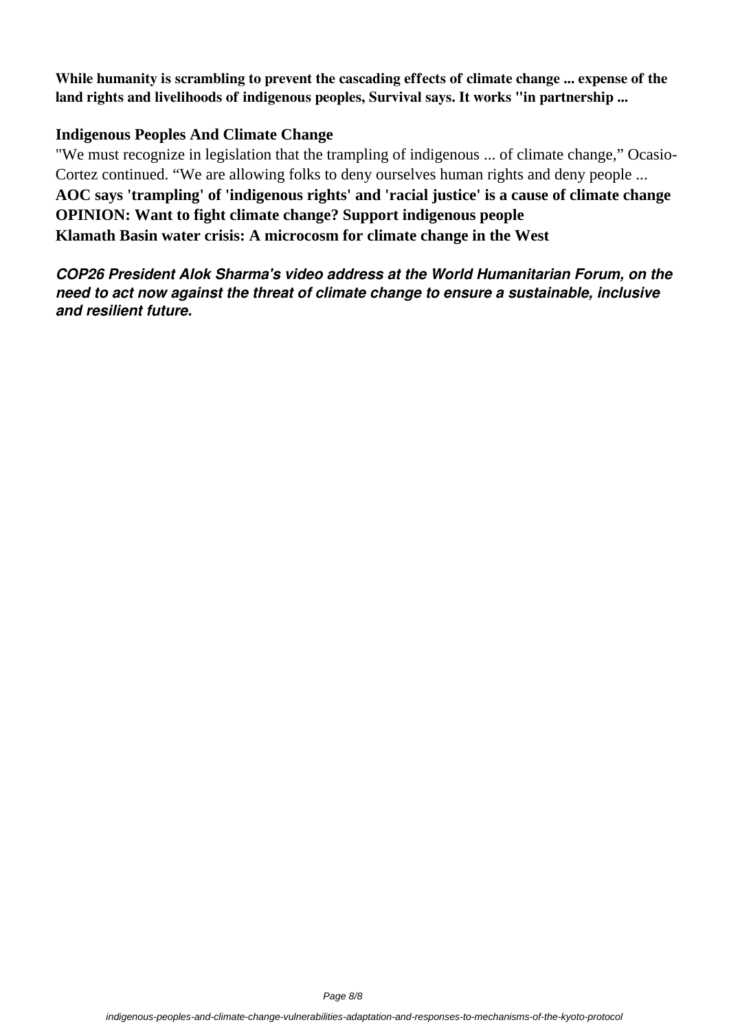**While humanity is scrambling to prevent the cascading effects of climate change ... expense of the land rights and livelihoods of indigenous peoples, Survival says. It works "in partnership ...**

### Indigenous Peoples And Climate Change

"We must recognize in legislation that the trampling of indigenous ... of climate change," Ocasio-Cortez continued. "We are allowing folks to deny ourselves human rights and deny people ...

**AOC says 'trampling' of 'indigenous rights' and 'racial justice' is a cause of climate change**

**OPINION: Want to fight climate change? Support indigenous people**

**Klamath Basin water crisis: A microcosm for climate change in the West**

***COP26 President Alok Sharma's video address at the World Humanitarian Forum, on the need to act now against the threat of climate change to ensure a sustainable, inclusive and resilient future.***